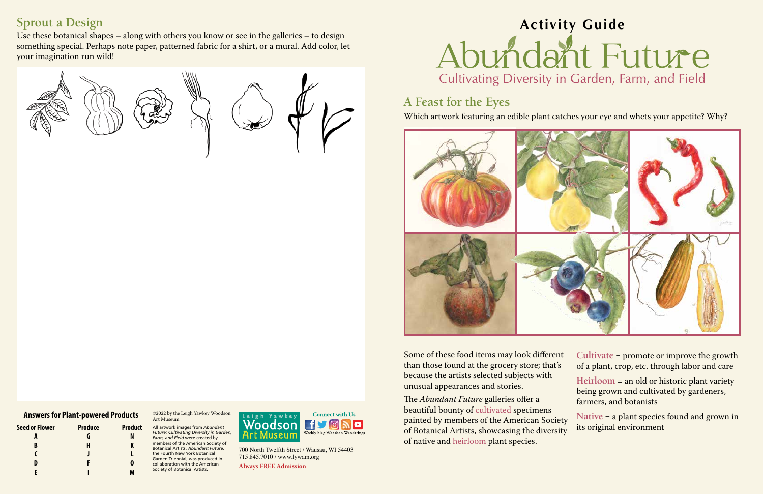## Sprout a Design

Use these botanical shapes – along with others you know or see in the galleries – to design something special. Perhaps note paper, patterned fabric for a shirt, or a mural. Add color, let your imagination run wild!

### Answers for Plant-powered Products

| Seed or Flower | Produce | Product |
|---|---|---|
| A | G | N |
| B | H | K |
| C | J | L |
| D | F | O |
| E | I | M |

©2022 by the Leigh Yawkey Woodson Art Museum

All artwork images from *Abundant Future: Cultivating Diversity in Garden, Farm, and Field* were created by members of the American Society of Botanical Artists. *Abundant Future*, the Fourth New York Botanical Garden Triennial, was produced in collaboration with the American Society of Botanical Artists.

Leigh Yawkey Woodson Art Museum

Connect with Us

Weekly blog Woodson Wanderings

700 North Twelfth Street / Wausau, WI 54403
715.845.7010 / www.lywam.org

**Always FREE Admission**

# Activity Guide

# Abundant Future

## Cultivating Diversity in Garden, Farm, and Field

## A Feast for the Eyes

Which artwork featuring an edible plant catches your eye and whets your appetite? Why?

Some of these food items may look different than those found at the grocery store; that's because the artists selected subjects with unusual appearances and stories.

The *Abundant Future* galleries offer a beautiful bounty of cultivated specimens painted by members of the American Society of Botanical Artists, showcasing the diversity of native and heirloom plant species.

**Cultivate** = promote or improve the growth of a plant, crop, etc. through labor and care

**Heirloom** = an old or historic plant variety being grown and cultivated by gardeners, farmers, and botanists

**Native** = a plant species found and grown in its original environment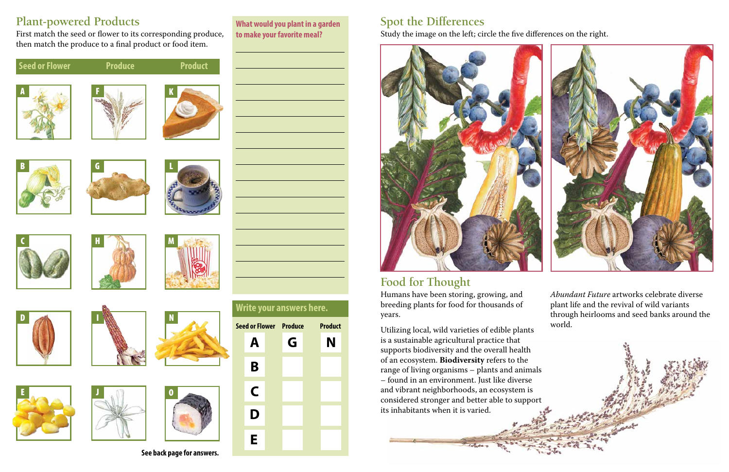## Plant-powered Products

First match the seed or flower to its corresponding produce, then match the produce to a final product or food item.

| Seed or Flower | Produce | Product |
|---|---|---|
| A | F | K |
| B | G | L |
| C | H | M |
| D | I | N |
| E | J | O |

See back page for answers.

**What would you plant in a garden to make your favorite meal?**

**Write your answers here.**

| Seed or Flower | Produce | Product |
|---|---|---|
| A | G | N |
| B | | |
| C | | |
| D | | |
| E | | |

## Spot the Differences

Study the image on the left; circle the five differences on the right.

## Food for Thought

Humans have been storing, growing, and breeding plants for food for thousands of years.

Utilizing local, wild varieties of edible plants is a sustainable agricultural practice that supports biodiversity and the overall health of an ecosystem. **Biodiversity** refers to the range of living organisms – plants and animals – found in an environment. Just like diverse and vibrant neighborhoods, an ecosystem is considered stronger and better able to support its inhabitants when it is varied.

*Abundant Future* artworks celebrate diverse plant life and the revival of wild variants through heirlooms and seed banks around the world.